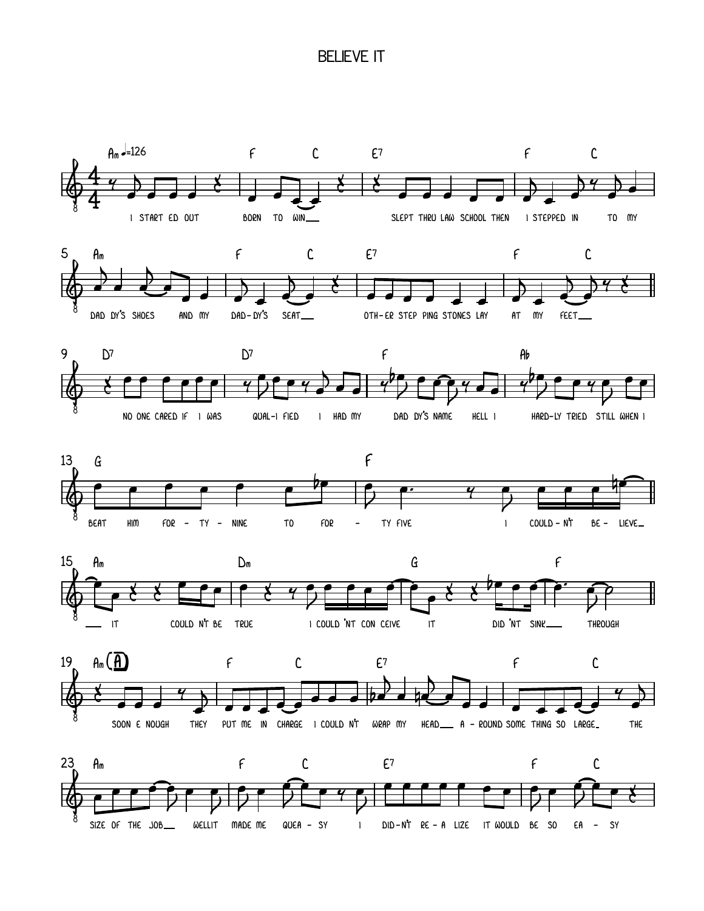# BELIEVE IT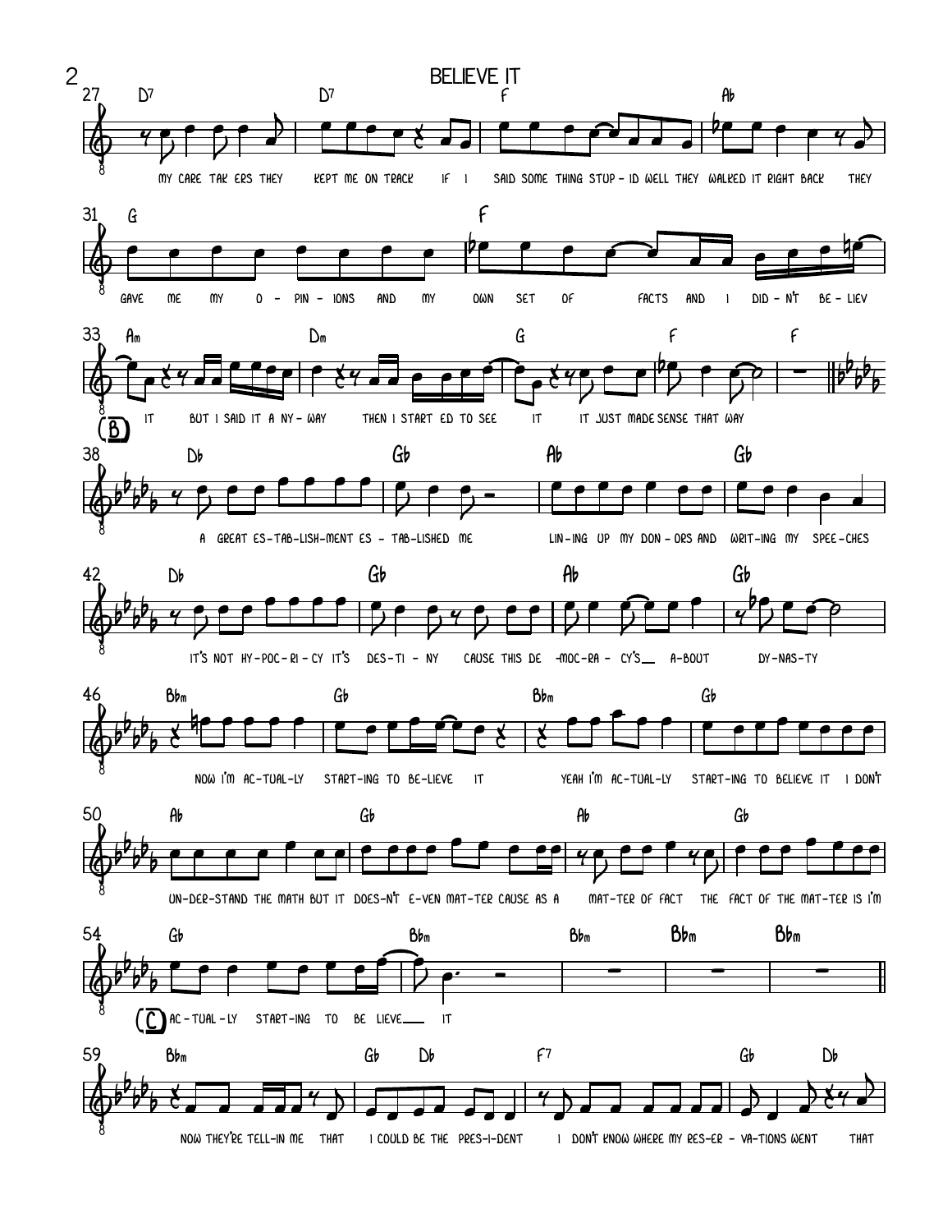# BELIEVE IT

27 D7 D7 F Ab

MY CARE TAK ERS THEY KEPT ME ON TRACK IF I SAID SOME THING STUP - ID WELL THEY WALKED IT RIGHT BACK THEY

31 G F

GAVE ME MY O - PIN - IONS AND MY OWN SET OF FACTS AND I DID - N'T BE - LIEV

33 Am Dm G F F

**B**

IT BUT I SAID IT A NY - WAY THEN I START ED TO SEE IT IT JUST MADE SENSE THAT WAY

38 Db Gb Ab Gb

A GREAT ES-TAB-LISH-MENT ES - TAB-LISHED ME LIN-ING UP MY DON - ORS AND WRIT-ING MY SPEE-CHES

42 Db Gb Ab Gb

IT'S NOT HY-POC-RI-CY IT'S DES-TI - NY CAUSE THIS DE -MOC-RA - CY'S__ A-BOUT DY-NAS-TY

46 Bbm Gb Bbm Gb

NOW I'M AC-TUAL-LY START-ING TO BE-LIEVE IT YEAH I'M AC-TUAL-LY START-ING TO BELIEVE IT I DON'T

50 Ab Gb Ab Gb

UN-DER-STAND THE MATH BUT IT DOES-N'T E-VEN MAT-TER CAUSE AS A MAT-TER OF FACT THE FACT OF THE MAT-TER IS I'M

54 Gb Bbm Bbm Bbm Bbm

**C**

AC - TUAL - LY START-ING TO BE LIEVE__ IT

59 Bbm Gb Db F7 Gb Db

NOW THEY'RE TELL-IN ME THAT I COULD BE THE PRES-I-DENT I DON'T KNOW WHERE MY RES-ER - VA-TIONS WENT THAT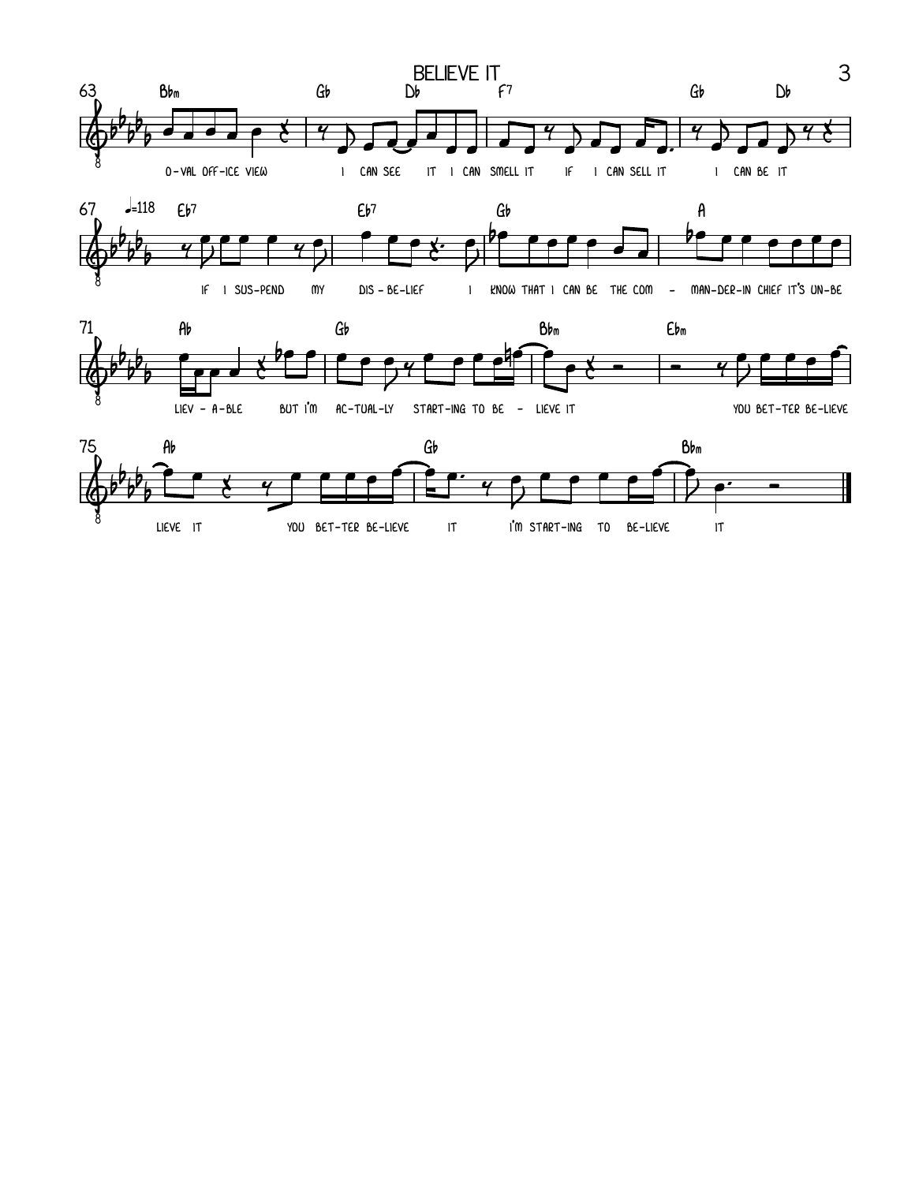# BELIEVE IT

63 Bbm Gb Db F7 Gb Db

O-VAL OFF-ICE VIEW I CAN SEE IT I CAN SMELL IT IF I CAN SELL IT I CAN BE IT

67 ♩=118 Eb7 Eb7 Gb A

IF I SUS-PEND MY DIS-BE-LIEF I KNOW THAT I CAN BE THE COM - MAN-DER-IN CHIEF IT'S UN-BE

71 Ab Gb Bbm Ebm

LIEV - A-BLE BUT I'M AC-TUAL-LY START-ING TO BE - LIEVE IT YOU BET-TER BE-LIEVE

75 Ab Gb Bbm

LIEVE IT YOU BET-TER BE-LIEVE IT I'M START-ING TO BE-LIEVE IT